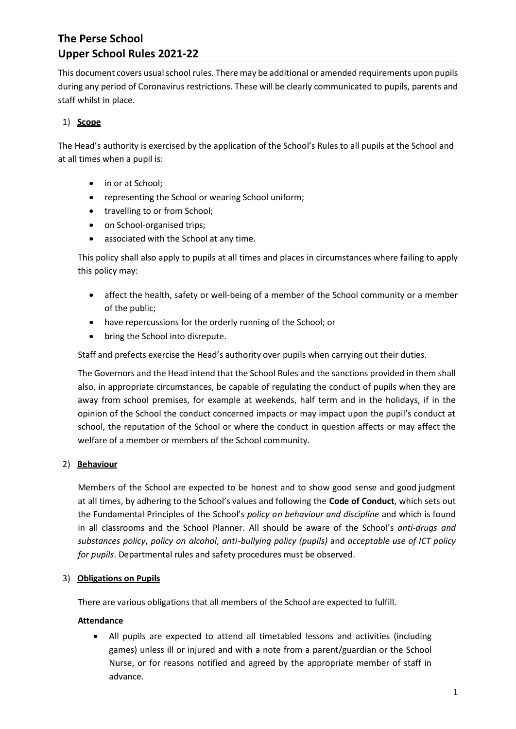# The Perse School
# Upper School Rules 2021-22

This document covers usual school rules. There may be additional or amended requirements upon pupils during any period of Coronavirus restrictions. These will be clearly communicated to pupils, parents and staff whilst in place.

## 1) Scope

The Head's authority is exercised by the application of the School's Rules to all pupils at the School and at all times when a pupil is:

- in or at School;
- representing the School or wearing School uniform;
- travelling to or from School;
- on School-organised trips;
- associated with the School at any time.

This policy shall also apply to pupils at all times and places in circumstances where failing to apply this policy may:

- affect the health, safety or well-being of a member of the School community or a member of the public;
- have repercussions for the orderly running of the School; or
- bring the School into disrepute.

Staff and prefects exercise the Head's authority over pupils when carrying out their duties.

The Governors and the Head intend that the School Rules and the sanctions provided in them shall also, in appropriate circumstances, be capable of regulating the conduct of pupils when they are away from school premises, for example at weekends, half term and in the holidays, if in the opinion of the School the conduct concerned impacts or may impact upon the pupil's conduct at school, the reputation of the School or where the conduct in question affects or may affect the welfare of a member or members of the School community.

## 2) Behaviour

Members of the School are expected to be honest and to show good sense and good judgment at all times, by adhering to the School's values and following the **Code of Conduct**, which sets out the Fundamental Principles of the School's *policy on behaviour and discipline* and which is found in all classrooms and the School Planner. All should be aware of the School's *anti-drugs and substances policy*, *policy on alcohol*, *anti-bullying policy (pupils)* and *acceptable use of ICT policy for pupils*. Departmental rules and safety procedures must be observed.

## 3) Obligations on Pupils

There are various obligations that all members of the School are expected to fulfill.

**Attendance**

- All pupils are expected to attend all timetabled lessons and activities (including games) unless ill or injured and with a note from a parent/guardian or the School Nurse, or for reasons notified and agreed by the appropriate member of staff in advance.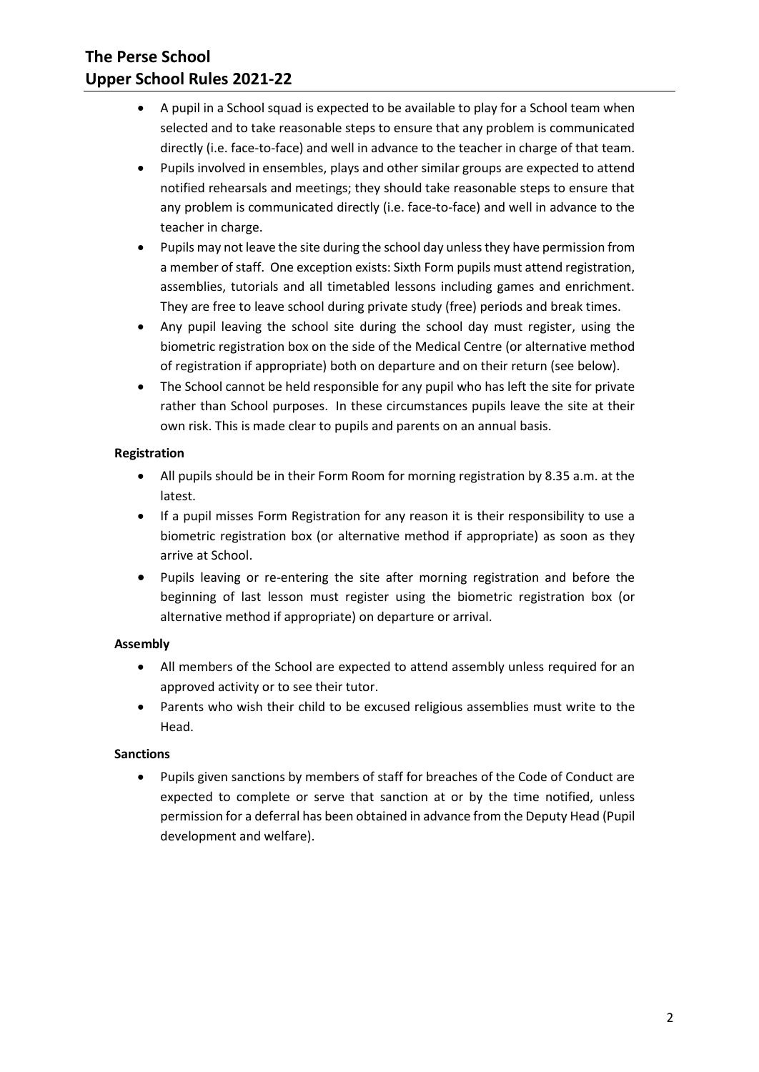- A pupil in a School squad is expected to be available to play for a School team when selected and to take reasonable steps to ensure that any problem is communicated directly (i.e. face-to-face) and well in advance to the teacher in charge of that team.
- Pupils involved in ensembles, plays and other similar groups are expected to attend notified rehearsals and meetings; they should take reasonable steps to ensure that any problem is communicated directly (i.e. face-to-face) and well in advance to the teacher in charge.
- Pupils may not leave the site during the school day unless they have permission from a member of staff. One exception exists: Sixth Form pupils must attend registration, assemblies, tutorials and all timetabled lessons including games and enrichment. They are free to leave school during private study (free) periods and break times.
- Any pupil leaving the school site during the school day must register, using the biometric registration box on the side of the Medical Centre (or alternative method of registration if appropriate) both on departure and on their return (see below).
- The School cannot be held responsible for any pupil who has left the site for private rather than School purposes. In these circumstances pupils leave the site at their own risk. This is made clear to pupils and parents on an annual basis.

**Registration**

- All pupils should be in their Form Room for morning registration by 8.35 a.m. at the latest.
- If a pupil misses Form Registration for any reason it is their responsibility to use a biometric registration box (or alternative method if appropriate) as soon as they arrive at School.
- Pupils leaving or re-entering the site after morning registration and before the beginning of last lesson must register using the biometric registration box (or alternative method if appropriate) on departure or arrival.

**Assembly**

- All members of the School are expected to attend assembly unless required for an approved activity or to see their tutor.
- Parents who wish their child to be excused religious assemblies must write to the Head.

**Sanctions**

- Pupils given sanctions by members of staff for breaches of the Code of Conduct are expected to complete or serve that sanction at or by the time notified, unless permission for a deferral has been obtained in advance from the Deputy Head (Pupil development and welfare).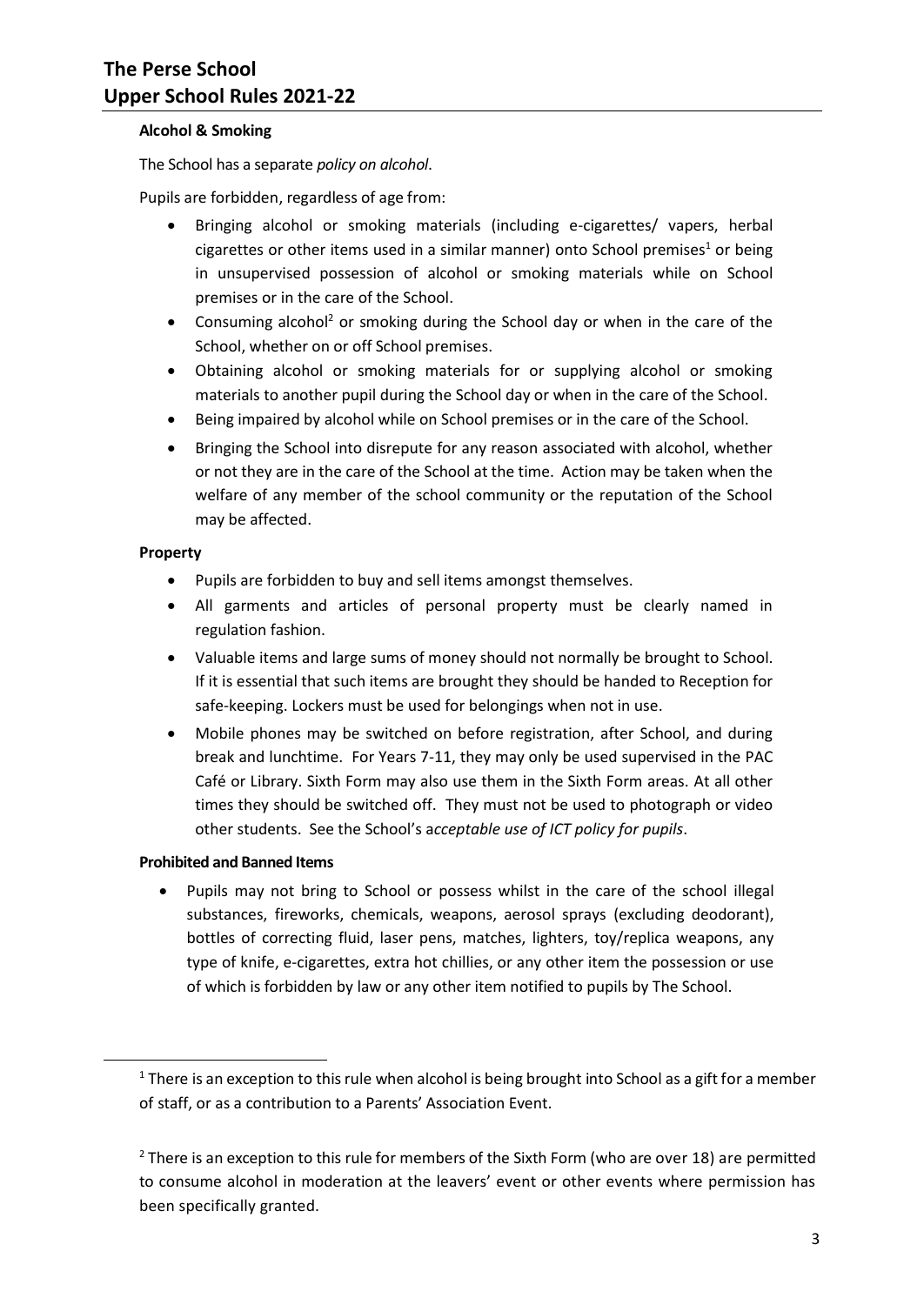**Alcohol & Smoking**

The School has a separate *policy on alcohol*.

Pupils are forbidden, regardless of age from:

- Bringing alcohol or smoking materials (including e-cigarettes/ vapers, herbal cigarettes or other items used in a similar manner) onto School premises[1] or being in unsupervised possession of alcohol or smoking materials while on School premises or in the care of the School.
- Consuming alcohol[2] or smoking during the School day or when in the care of the School, whether on or off School premises.
- Obtaining alcohol or smoking materials for or supplying alcohol or smoking materials to another pupil during the School day or when in the care of the School.
- Being impaired by alcohol while on School premises or in the care of the School.
- Bringing the School into disrepute for any reason associated with alcohol, whether or not they are in the care of the School at the time. Action may be taken when the welfare of any member of the school community or the reputation of the School may be affected.

**Property**

- Pupils are forbidden to buy and sell items amongst themselves.
- All garments and articles of personal property must be clearly named in regulation fashion.
- Valuable items and large sums of money should not normally be brought to School. If it is essential that such items are brought they should be handed to Reception for safe-keeping. Lockers must be used for belongings when not in use.
- Mobile phones may be switched on before registration, after School, and during break and lunchtime. For Years 7-11, they may only be used supervised in the PAC Café or Library. Sixth Form may also use them in the Sixth Form areas. At all other times they should be switched off. They must not be used to photograph or video other students. See the School's a*cceptable use of ICT policy for pupils*.

**Prohibited and Banned Items**

- Pupils may not bring to School or possess whilst in the care of the school illegal substances, fireworks, chemicals, weapons, aerosol sprays (excluding deodorant), bottles of correcting fluid, laser pens, matches, lighters, toy/replica weapons, any type of knife, e-cigarettes, extra hot chillies, or any other item the possession or use of which is forbidden by law or any other item notified to pupils by The School.

[1] There is an exception to this rule when alcohol is being brought into School as a gift for a member of staff, or as a contribution to a Parents' Association Event.

[2] There is an exception to this rule for members of the Sixth Form (who are over 18) are permitted to consume alcohol in moderation at the leavers' event or other events where permission has been specifically granted.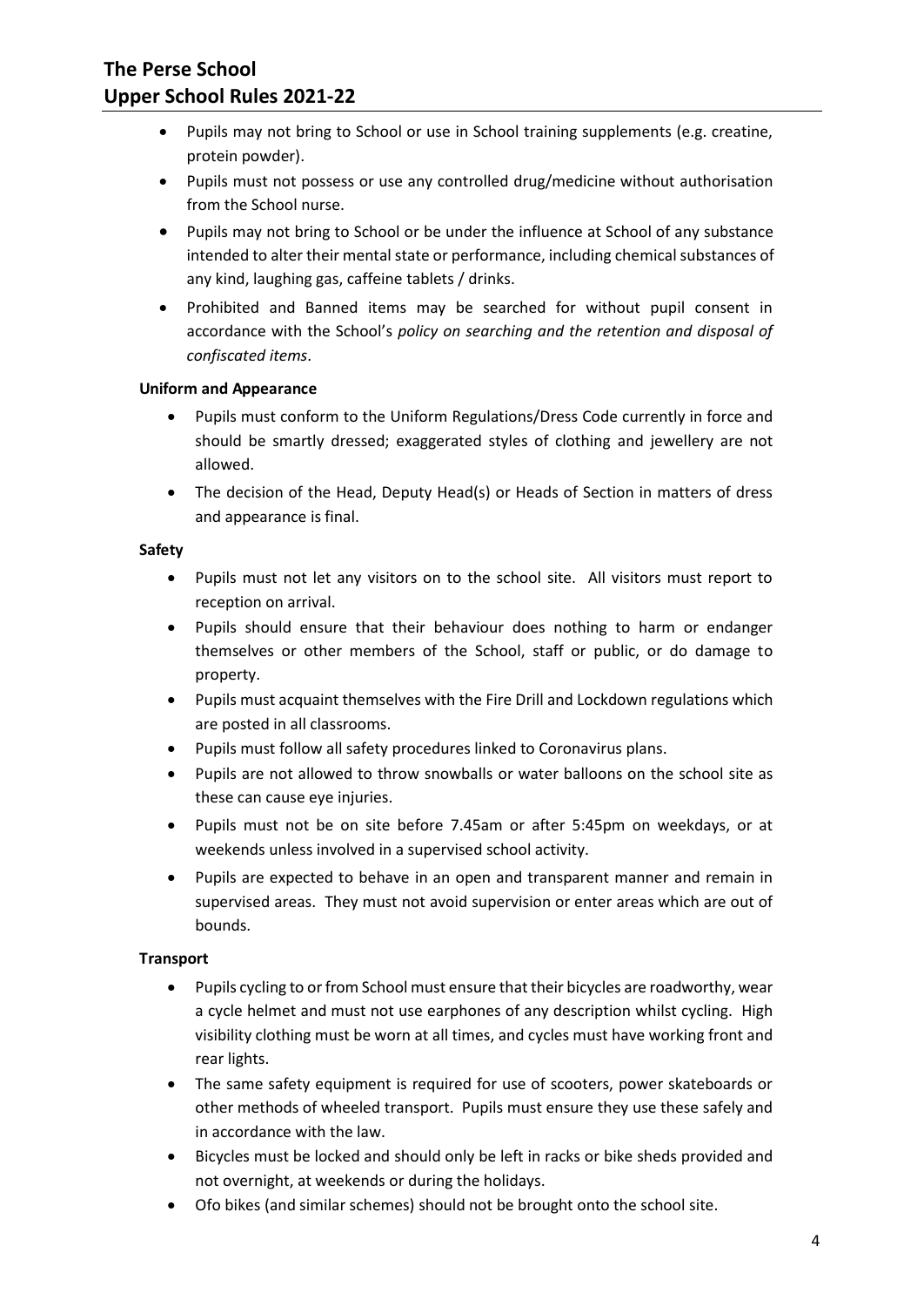- Pupils may not bring to School or use in School training supplements (e.g. creatine, protein powder).
- Pupils must not possess or use any controlled drug/medicine without authorisation from the School nurse.
- Pupils may not bring to School or be under the influence at School of any substance intended to alter their mental state or performance, including chemical substances of any kind, laughing gas, caffeine tablets / drinks.
- Prohibited and Banned items may be searched for without pupil consent in accordance with the School's *policy on searching and the retention and disposal of confiscated items*.

**Uniform and Appearance**

- Pupils must conform to the Uniform Regulations/Dress Code currently in force and should be smartly dressed; exaggerated styles of clothing and jewellery are not allowed.
- The decision of the Head, Deputy Head(s) or Heads of Section in matters of dress and appearance is final.

**Safety**

- Pupils must not let any visitors on to the school site. All visitors must report to reception on arrival.
- Pupils should ensure that their behaviour does nothing to harm or endanger themselves or other members of the School, staff or public, or do damage to property.
- Pupils must acquaint themselves with the Fire Drill and Lockdown regulations which are posted in all classrooms.
- Pupils must follow all safety procedures linked to Coronavirus plans.
- Pupils are not allowed to throw snowballs or water balloons on the school site as these can cause eye injuries.
- Pupils must not be on site before 7.45am or after 5:45pm on weekdays, or at weekends unless involved in a supervised school activity.
- Pupils are expected to behave in an open and transparent manner and remain in supervised areas. They must not avoid supervision or enter areas which are out of bounds.

**Transport**

- Pupils cycling to or from School must ensure that their bicycles are roadworthy, wear a cycle helmet and must not use earphones of any description whilst cycling. High visibility clothing must be worn at all times, and cycles must have working front and rear lights.
- The same safety equipment is required for use of scooters, power skateboards or other methods of wheeled transport. Pupils must ensure they use these safely and in accordance with the law.
- Bicycles must be locked and should only be left in racks or bike sheds provided and not overnight, at weekends or during the holidays.
- Ofo bikes (and similar schemes) should not be brought onto the school site.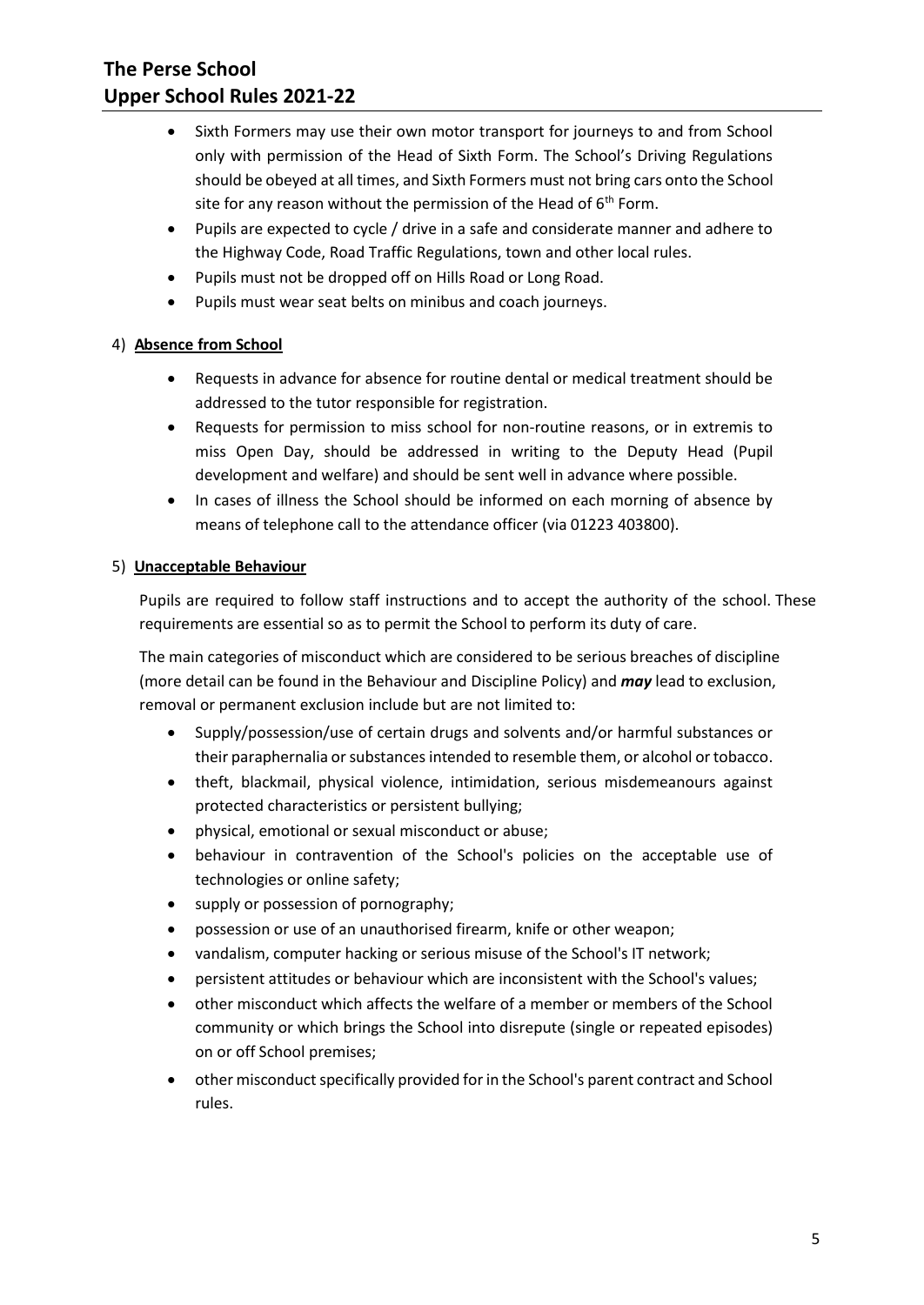- Sixth Formers may use their own motor transport for journeys to and from School only with permission of the Head of Sixth Form. The School's Driving Regulations should be obeyed at all times, and Sixth Formers must not bring cars onto the School site for any reason without the permission of the Head of 6th Form.
- Pupils are expected to cycle / drive in a safe and considerate manner and adhere to the Highway Code, Road Traffic Regulations, town and other local rules.
- Pupils must not be dropped off on Hills Road or Long Road.
- Pupils must wear seat belts on minibus and coach journeys.

## 4) Absence from School

- Requests in advance for absence for routine dental or medical treatment should be addressed to the tutor responsible for registration.
- Requests for permission to miss school for non-routine reasons, or in extremis to miss Open Day, should be addressed in writing to the Deputy Head (Pupil development and welfare) and should be sent well in advance where possible.
- In cases of illness the School should be informed on each morning of absence by means of telephone call to the attendance officer (via 01223 403800).

## 5) Unacceptable Behaviour

Pupils are required to follow staff instructions and to accept the authority of the school. These requirements are essential so as to permit the School to perform its duty of care.

The main categories of misconduct which are considered to be serious breaches of discipline (more detail can be found in the Behaviour and Discipline Policy) and ***may*** lead to exclusion, removal or permanent exclusion include but are not limited to:

- Supply/possession/use of certain drugs and solvents and/or harmful substances or their paraphernalia or substances intended to resemble them, or alcohol or tobacco.
- theft, blackmail, physical violence, intimidation, serious misdemeanours against protected characteristics or persistent bullying;
- physical, emotional or sexual misconduct or abuse;
- behaviour in contravention of the School's policies on the acceptable use of technologies or online safety;
- supply or possession of pornography;
- possession or use of an unauthorised firearm, knife or other weapon;
- vandalism, computer hacking or serious misuse of the School's IT network;
- persistent attitudes or behaviour which are inconsistent with the School's values;
- other misconduct which affects the welfare of a member or members of the School community or which brings the School into disrepute (single or repeated episodes) on or off School premises;
- other misconduct specifically provided for in the School's parent contract and School rules.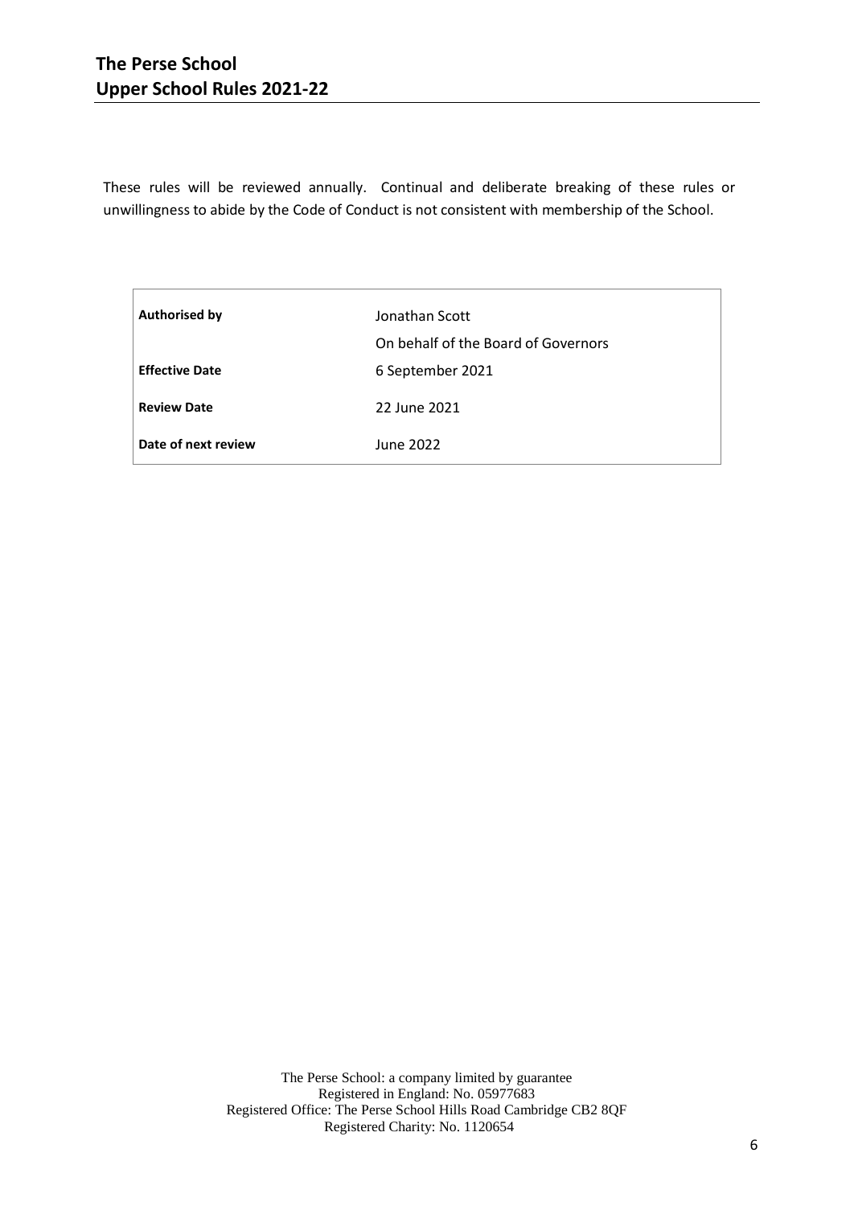## The Perse School
## Upper School Rules 2021-22

These rules will be reviewed annually. Continual and deliberate breaking of these rules or unwillingness to abide by the Code of Conduct is not consistent with membership of the School.

| | |
|---|---|
| **Authorised by** | Jonathan Scott<br>On behalf of the Board of Governors |
| **Effective Date** | 6 September 2021 |
| **Review Date** | 22 June 2021 |
| **Date of next review** | June 2022 |

The Perse School: a company limited by guarantee
Registered in England: No. 05977683
Registered Office: The Perse School Hills Road Cambridge CB2 8QF
Registered Charity: No. 1120654